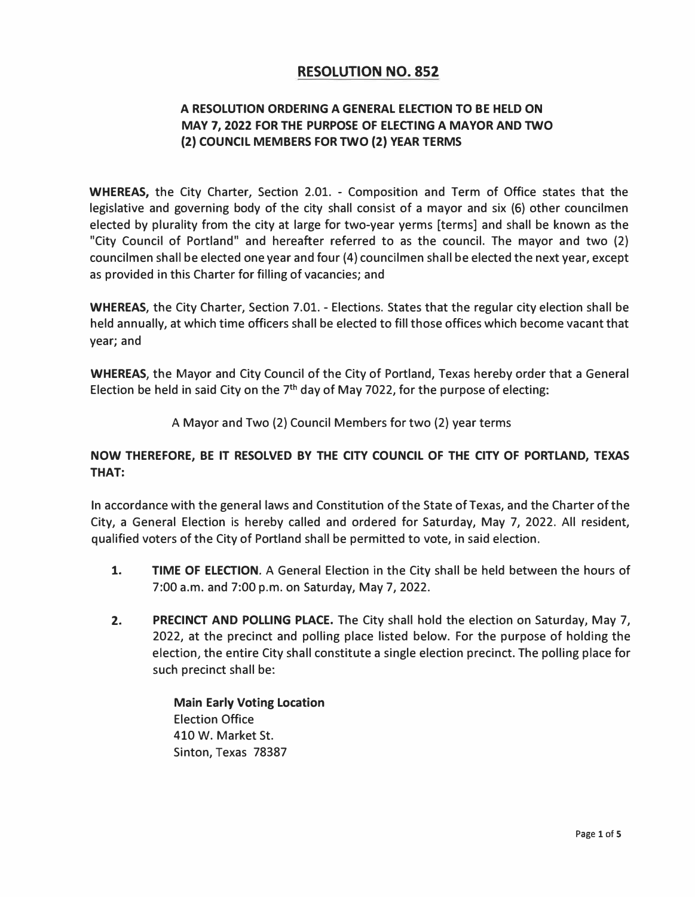# RESOLUTION NO. 852

## A RESOLUTION ORDERING A GENERAL ELECTION TO BE HELD ON MAY 7, 2022 FOR THE PURPOSE OF ELECTING A MAYOR AND TWO (2) COUNCIL MEMBERS FOR TWO (2) YEAR TERMS

**WHEREAS,** the City Charter, Section 2.01. - Composition and Term of Office states that the legislative and governing body of the city shall consist of a mayor and six (6) other councilmen elected by plurality from the city at large for two-year yerms [terms] and shall be known as the "City Council of Portland" and hereafter referred to as the council. The mayor and two (2) councilmen shall be elected one year and four (4) councilmen shall be elected the next year, except as provided in this Charter for filling of vacancies; and

**WHEREAS,** the City Charter, Section 7.01. - Elections. States that the regular city election shall be held annually, at which time officers shall be elected to fill those offices which become vacant that year; and

**WHEREAS,** the Mayor and City Council of the City of Portland, Texas hereby order that a General Election be held in said City on the 7th day of May 7022, for the purpose of electing:

A Mayor and Two (2) Council Members for two (2) year terms

**NOW THEREFORE, BE IT RESOLVED BY THE CITY COUNCIL OF THE CITY OF PORTLAND, TEXAS THAT:**

In accordance with the general laws and Constitution of the State of Texas, and the Charter of the City, a General Election is hereby called and ordered for Saturday, May 7, 2022. All resident, qualified voters of the City of Portland shall be permitted to vote, in said election.

1. **TIME OF ELECTION**. A General Election in the City shall be held between the hours of 7:00 a.m. and 7:00 p.m. on Saturday, May 7, 2022.

2. **PRECINCT AND POLLING PLACE.** The City shall hold the election on Saturday, May 7, 2022, at the precinct and polling place listed below. For the purpose of holding the election, the entire City shall constitute a single election precinct. The polling place for such precinct shall be:

   **Main Early Voting Location**
   Election Office
   410 W. Market St.
   Sinton, Texas 78387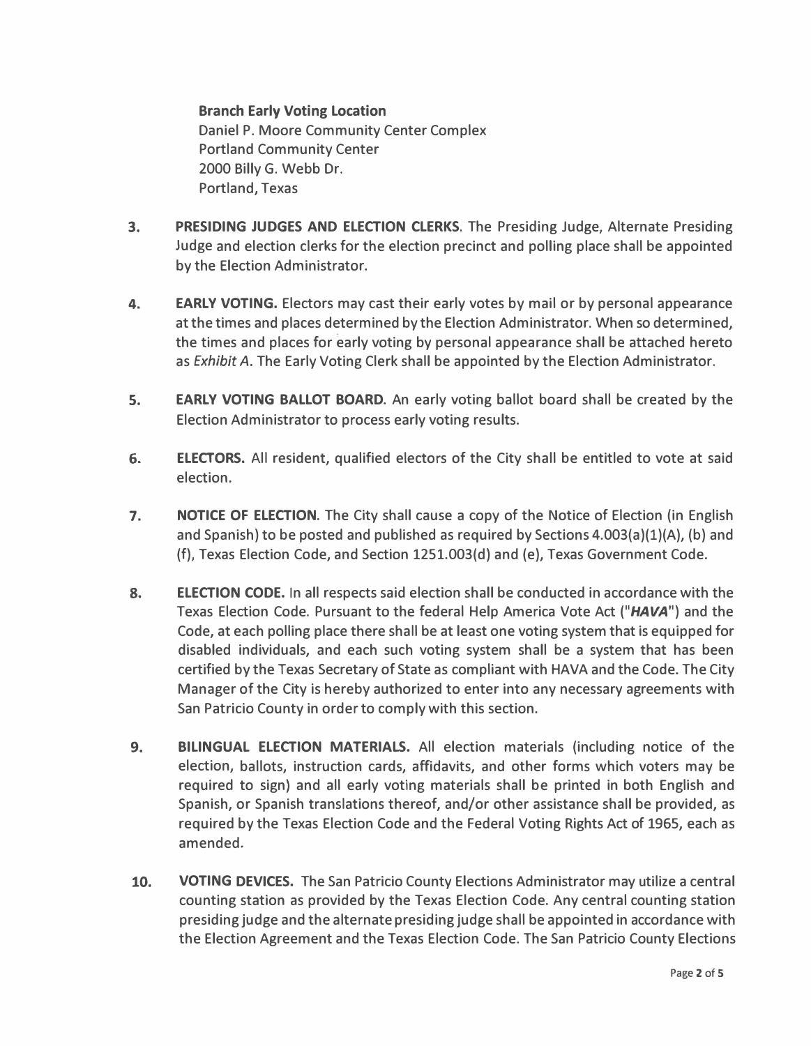**Branch Early Voting Location**
Daniel P. Moore Community Center Complex
Portland Community Center
2000 Billy G. Webb Dr.
Portland, Texas

3. **PRESIDING JUDGES AND ELECTION CLERKS**. The Presiding Judge, Alternate Presiding Judge and election clerks for the election precinct and polling place shall be appointed by the Election Administrator.

4. **EARLY VOTING.** Electors may cast their early votes by mail or by personal appearance at the times and places determined by the Election Administrator. When so determined, the times and places for early voting by personal appearance shall be attached hereto as *Exhibit A*. The Early Voting Clerk shall be appointed by the Election Administrator.

5. **EARLY VOTING BALLOT BOARD**. An early voting ballot board shall be created by the Election Administrator to process early voting results.

6. **ELECTORS.** All resident, qualified electors of the City shall be entitled to vote at said election.

7. **NOTICE OF ELECTION**. The City shall cause a copy of the Notice of Election (in English and Spanish) to be posted and published as required by Sections 4.003(a)(1)(A), (b) and (f), Texas Election Code, and Section 1251.003(d) and (e), Texas Government Code.

8. **ELECTION CODE.** In all respects said election shall be conducted in accordance with the Texas Election Code. Pursuant to the federal Help America Vote Act ("***HAVA***") and the Code, at each polling place there shall be at least one voting system that is equipped for disabled individuals, and each such voting system shall be a system that has been certified by the Texas Secretary of State as compliant with HAVA and the Code. The City Manager of the City is hereby authorized to enter into any necessary agreements with San Patricio County in order to comply with this section.

9. **BILINGUAL ELECTION MATERIALS.** All election materials (including notice of the election, ballots, instruction cards, affidavits, and other forms which voters may be required to sign) and all early voting materials shall be printed in both English and Spanish, or Spanish translations thereof, and/or other assistance shall be provided, as required by the Texas Election Code and the Federal Voting Rights Act of 1965, each as amended.

10. **VOTING DEVICES.** The San Patricio County Elections Administrator may utilize a central counting station as provided by the Texas Election Code. Any central counting station presiding judge and the alternate presiding judge shall be appointed in accordance with the Election Agreement and the Texas Election Code. The San Patricio County Elections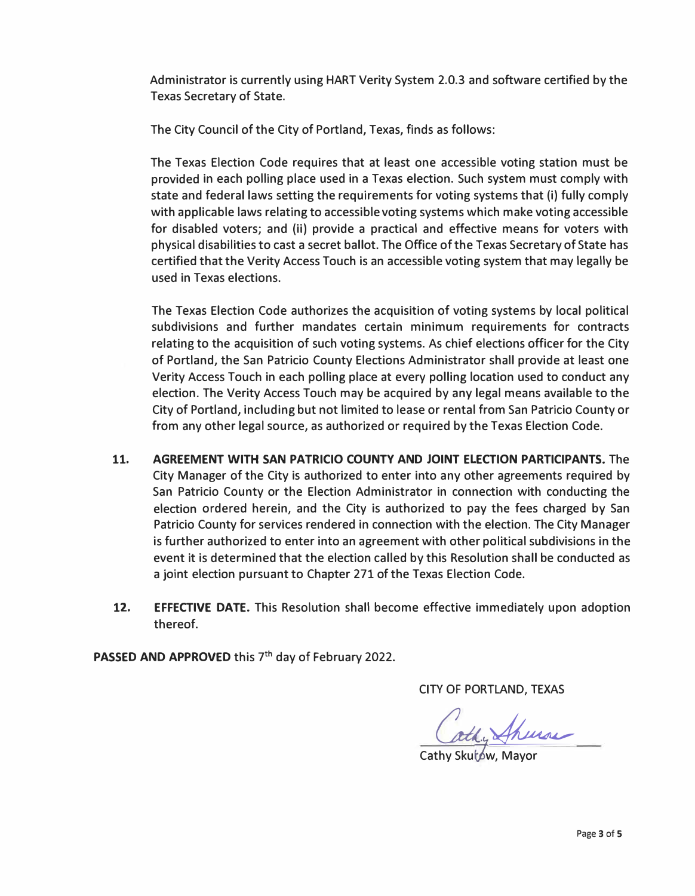Administrator is currently using HART Verity System 2.0.3 and software certified by the Texas Secretary of State.

The City Council of the City of Portland, Texas, finds as follows:

The Texas Election Code requires that at least one accessible voting station must be provided in each polling place used in a Texas election. Such system must comply with state and federal laws setting the requirements for voting systems that (i) fully comply with applicable laws relating to accessible voting systems which make voting accessible for disabled voters; and (ii) provide a practical and effective means for voters with physical disabilities to cast a secret ballot. The Office of the Texas Secretary of State has certified that the Verity Access Touch is an accessible voting system that may legally be used in Texas elections.

The Texas Election Code authorizes the acquisition of voting systems by local political subdivisions and further mandates certain minimum requirements for contracts relating to the acquisition of such voting systems. As chief elections officer for the City of Portland, the San Patricio County Elections Administrator shall provide at least one Verity Access Touch in each polling place at every polling location used to conduct any election. The Verity Access Touch may be acquired by any legal means available to the City of Portland, including but not limited to lease or rental from San Patricio County or from any other legal source, as authorized or required by the Texas Election Code.

**11. AGREEMENT WITH SAN PATRICIO COUNTY AND JOINT ELECTION PARTICIPANTS.** The City Manager of the City is authorized to enter into any other agreements required by San Patricio County or the Election Administrator in connection with conducting the election ordered herein, and the City is authorized to pay the fees charged by San Patricio County for services rendered in connection with the election. The City Manager is further authorized to enter into an agreement with other political subdivisions in the event it is determined that the election called by this Resolution shall be conducted as a joint election pursuant to Chapter 271 of the Texas Election Code.

**12. EFFECTIVE DATE.** This Resolution shall become effective immediately upon adoption thereof.

**PASSED AND APPROVED** this 7th day of February 2022.

CITY OF PORTLAND, TEXAS

Cathy Skurow, Mayor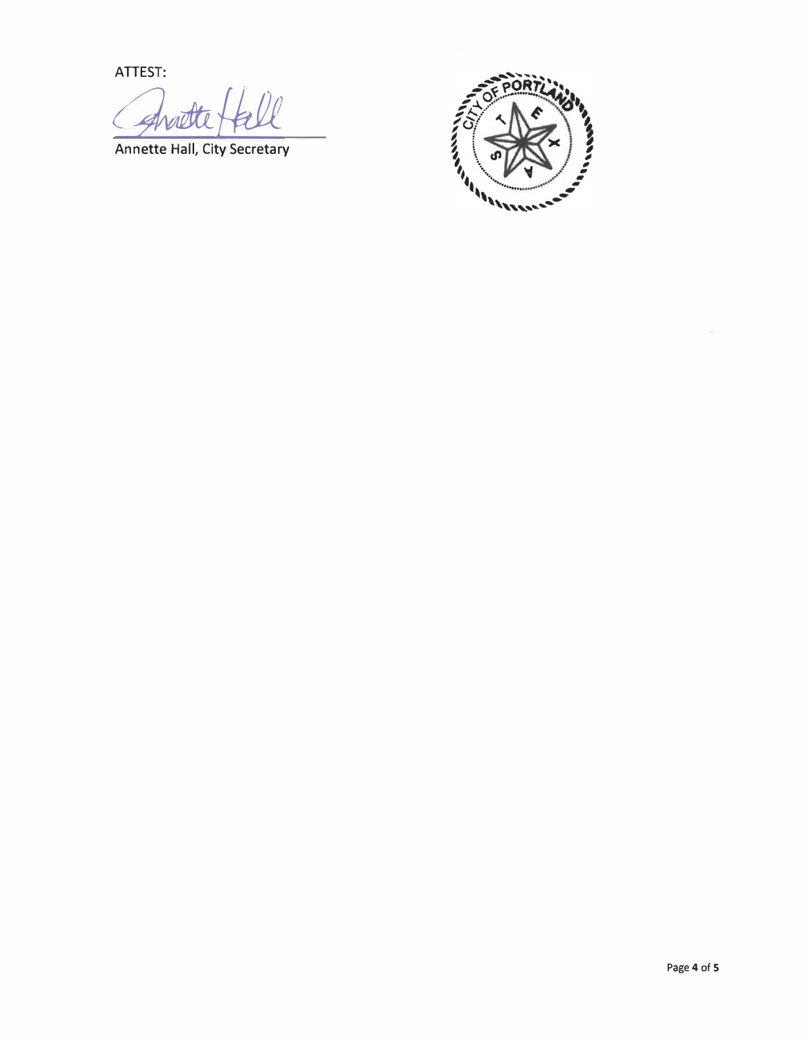ATTEST:

Annette Hall, City Secretary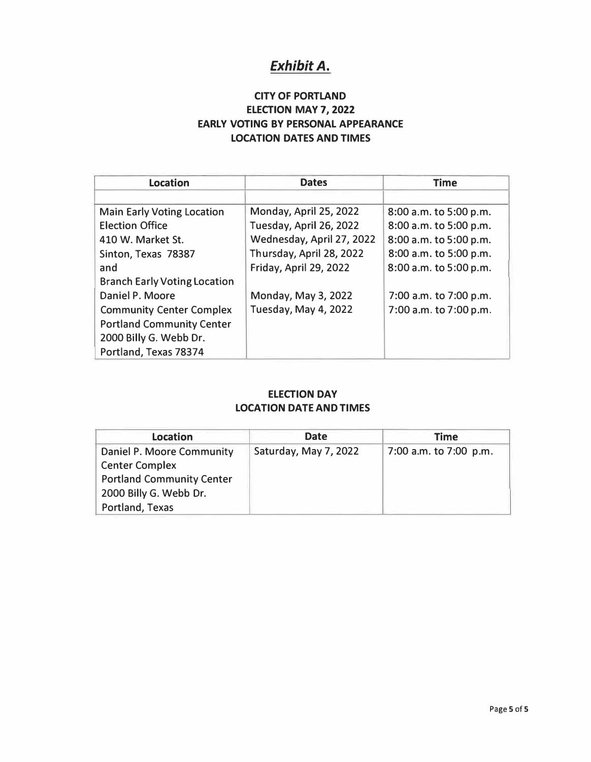# *Exhibit A.*

**CITY OF PORTLAND**
**ELECTION MAY 7, 2022**
**EARLY VOTING BY PERSONAL APPEARANCE**
**LOCATION DATES AND TIMES**

| Location | Dates | Time |
|---|---|---|
| | | |
| Main Early Voting Location<br>Election Office<br>410 W. Market St.<br>Sinton, Texas 78387<br>and<br>Branch Early Voting Location<br>Daniel P. Moore<br>Community Center Complex<br>Portland Community Center<br>2000 Billy G. Webb Dr.<br>Portland, Texas 78374 | Monday, April 25, 2022<br>Tuesday, April 26, 2022<br>Wednesday, April 27, 2022<br>Thursday, April 28, 2022<br>Friday, April 29, 2022<br><br>Monday, May 3, 2022<br>Tuesday, May 4, 2022 | 8:00 a.m. to 5:00 p.m.<br>8:00 a.m. to 5:00 p.m.<br>8:00 a.m. to 5:00 p.m.<br>8:00 a.m. to 5:00 p.m.<br>8:00 a.m. to 5:00 p.m.<br><br>7:00 a.m. to 7:00 p.m.<br>7:00 a.m. to 7:00 p.m. |

**ELECTION DAY**
**LOCATION DATE AND TIMES**

| Location | Date | Time |
|---|---|---|
| Daniel P. Moore Community Center Complex<br>Portland Community Center<br>2000 Billy G. Webb Dr.<br>Portland, Texas | Saturday, May 7, 2022 | 7:00 a.m. to 7:00 p.m. |